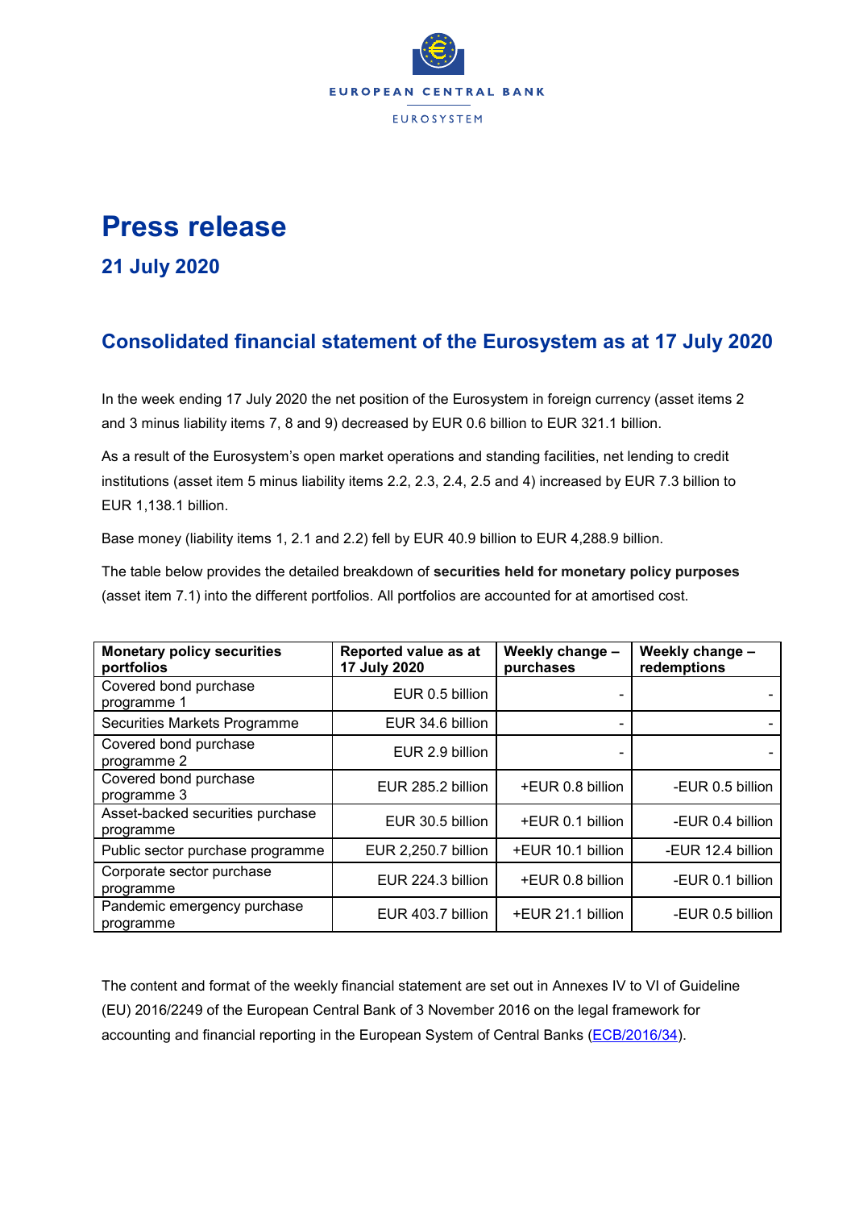EUROPEAN CENTRAL BANK

EUROSYSTEM

# Press release

## 21 July 2020

## Consolidated financial statement of the Eurosystem as at 17 July 2020

In the week ending 17 July 2020 the net position of the Eurosystem in foreign currency (asset items 2 and 3 minus liability items 7, 8 and 9) decreased by EUR 0.6 billion to EUR 321.1 billion.

As a result of the Eurosystem's open market operations and standing facilities, net lending to credit institutions (asset item 5 minus liability items 2.2, 2.3, 2.4, 2.5 and 4) increased by EUR 7.3 billion to EUR 1,138.1 billion.

Base money (liability items 1, 2.1 and 2.2) fell by EUR 40.9 billion to EUR 4,288.9 billion.

The table below provides the detailed breakdown of **securities held for monetary policy purposes** (asset item 7.1) into the different portfolios. All portfolios are accounted for at amortised cost.

| Monetary policy securities portfolios | Reported value as at 17 July 2020 | Weekly change – purchases | Weekly change – redemptions |
|---|---|---|---|
| Covered bond purchase programme 1 | EUR 0.5 billion | - | - |
| Securities Markets Programme | EUR 34.6 billion | - | - |
| Covered bond purchase programme 2 | EUR 2.9 billion | - | - |
| Covered bond purchase programme 3 | EUR 285.2 billion | +EUR 0.8 billion | -EUR 0.5 billion |
| Asset-backed securities purchase programme | EUR 30.5 billion | +EUR 0.1 billion | -EUR 0.4 billion |
| Public sector purchase programme | EUR 2,250.7 billion | +EUR 10.1 billion | -EUR 12.4 billion |
| Corporate sector purchase programme | EUR 224.3 billion | +EUR 0.8 billion | -EUR 0.1 billion |
| Pandemic emergency purchase programme | EUR 403.7 billion | +EUR 21.1 billion | -EUR 0.5 billion |

The content and format of the weekly financial statement are set out in Annexes IV to VI of Guideline (EU) 2016/2249 of the European Central Bank of 3 November 2016 on the legal framework for accounting and financial reporting in the European System of Central Banks (ECB/2016/34).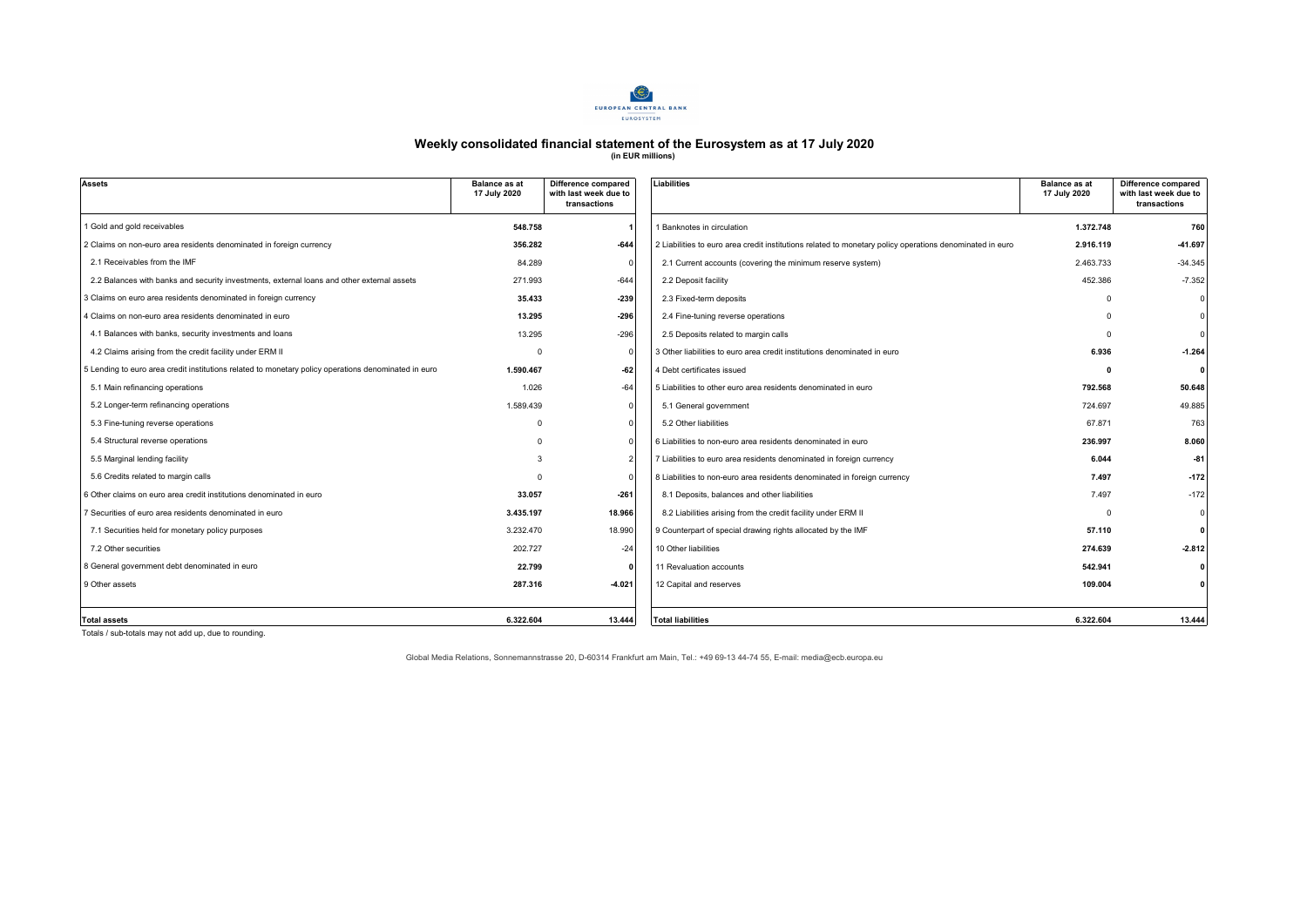# Weekly consolidated financial statement of the Eurosystem as at 17 July 2020

**(in EUR millions)**

| Assets | Balance as at 17 July 2020 | Difference compared with last week due to transactions |
|---|---|---|
| 1 Gold and gold receivables | **548.758** | **1** |
| 2 Claims on non-euro area residents denominated in foreign currency | **356.282** | **-644** |
| 2.1 Receivables from the IMF | 84.289 | 0 |
| 2.2 Balances with banks and security investments, external loans and other external assets | 271.993 | -644 |
| 3 Claims on euro area residents denominated in foreign currency | **35.433** | **-239** |
| 4 Claims on non-euro area residents denominated in euro | **13.295** | **-296** |
| 4.1 Balances with banks, security investments and loans | 13.295 | -296 |
| 4.2 Claims arising from the credit facility under ERM II | 0 | 0 |
| 5 Lending to euro area credit institutions related to monetary policy operations denominated in euro | **1.590.467** | **-62** |
| 5.1 Main refinancing operations | 1.026 | -64 |
| 5.2 Longer-term refinancing operations | 1.589.439 | 0 |
| 5.3 Fine-tuning reverse operations | 0 | 0 |
| 5.4 Structural reverse operations | 0 | 0 |
| 5.5 Marginal lending facility | 3 | 2 |
| 5.6 Credits related to margin calls | 0 | 0 |
| 6 Other claims on euro area credit institutions denominated in euro | **33.057** | **-261** |
| 7 Securities of euro area residents denominated in euro | **3.435.197** | **18.966** |
| 7.1 Securities held for monetary policy purposes | 3.232.470 | 18.990 |
| 7.2 Other securities | 202.727 | -24 |
| 8 General government debt denominated in euro | **22.799** | **0** |
| 9 Other assets | **287.316** | **-4.021** |
| **Total assets** | **6.322.604** | **13.444** |

| Liabilities | Balance as at 17 July 2020 | Difference compared with last week due to transactions |
|---|---|---|
| 1 Banknotes in circulation | **1.372.748** | **760** |
| 2 Liabilities to euro area credit institutions related to monetary policy operations denominated in euro | **2.916.119** | **-41.697** |
| 2.1 Current accounts (covering the minimum reserve system) | 2.463.733 | -34.345 |
| 2.2 Deposit facility | 452.386 | -7.352 |
| 2.3 Fixed-term deposits | 0 | 0 |
| 2.4 Fine-tuning reverse operations | 0 | 0 |
| 2.5 Deposits related to margin calls | 0 | 0 |
| 3 Other liabilities to euro area credit institutions denominated in euro | **6.936** | **-1.264** |
| 4 Debt certificates issued | **0** | **0** |
| 5 Liabilities to other euro area residents denominated in euro | **792.568** | **50.648** |
| 5.1 General government | 724.697 | 49.885 |
| 5.2 Other liabilities | 67.871 | 763 |
| 6 Liabilities to non-euro area residents denominated in euro | **236.997** | **8.060** |
| 7 Liabilities to euro area residents denominated in foreign currency | **6.044** | **-81** |
| 8 Liabilities to non-euro area residents denominated in foreign currency | **7.497** | **-172** |
| 8.1 Deposits, balances and other liabilities | 7.497 | -172 |
| 8.2 Liabilities arising from the credit facility under ERM II | 0 | 0 |
| 9 Counterpart of special drawing rights allocated by the IMF | **57.110** | **0** |
| 10 Other liabilities | **274.639** | **-2.812** |
| 11 Revaluation accounts | **542.941** | **0** |
| 12 Capital and reserves | **109.004** | **0** |
| **Total liabilities** | **6.322.604** | **13.444** |

Totals / sub-totals may not add up, due to rounding.

Global Media Relations, Sonnemannstrasse 20, D-60314 Frankfurt am Main, Tel.: +49 69-13 44-74 55, E-mail: media@ecb.europa.eu